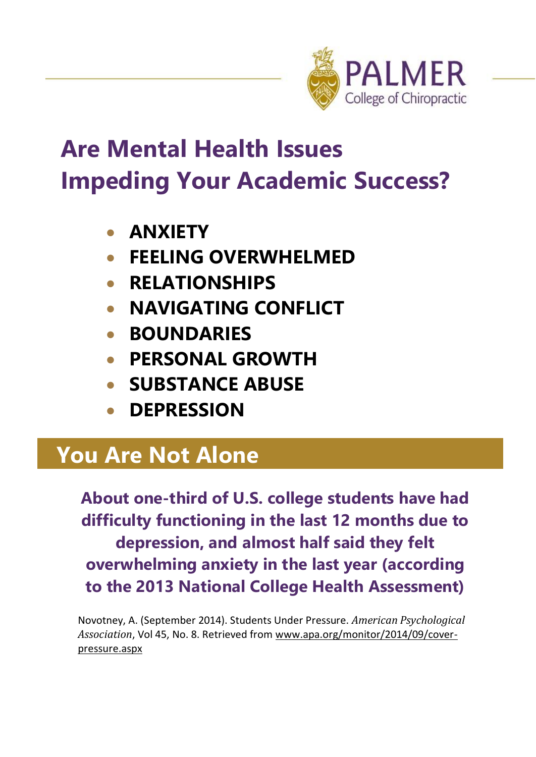PALMER College of Chiropractic

# Are Mental Health Issues Impeding Your Academic Success?

- **ANXIETY**
- **FEELING OVERWHELMED**
- **RELATIONSHIPS**
- **NAVIGATING CONFLICT**
- **BOUNDARIES**
- **PERSONAL GROWTH**
- **SUBSTANCE ABUSE**
- **DEPRESSION**

## You Are Not Alone

**About one-third of U.S. college students have had difficulty functioning in the last 12 months due to depression, and almost half said they felt overwhelming anxiety in the last year (according to the 2013 National College Health Assessment)**

Novotney, A. (September 2014). Students Under Pressure. *American Psychological Association*, Vol 45, No. 8. Retrieved from www.apa.org/monitor/2014/09/cover-pressure.aspx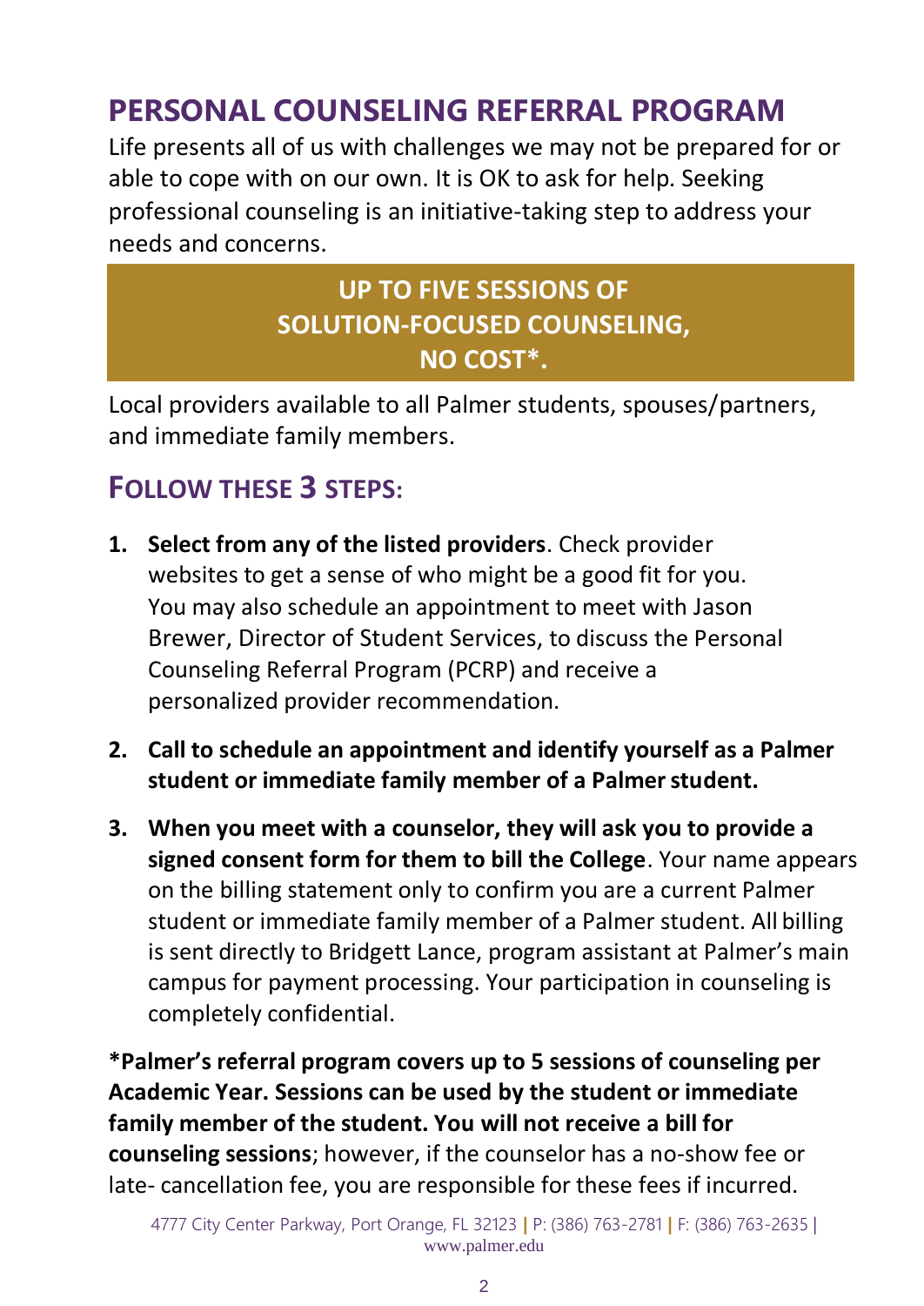# PERSONAL COUNSELING REFERRAL PROGRAM

Life presents all of us with challenges we may not be prepared for or able to cope with on our own. It is OK to ask for help. Seeking professional counseling is an initiative-taking step to address your needs and concerns.

**UP TO FIVE SESSIONS OF SOLUTION-FOCUSED COUNSELING, NO COST*.**

Local providers available to all Palmer students, spouses/partners, and immediate family members.

## FOLLOW THESE 3 STEPS:

1. **Select from any of the listed providers**. Check provider websites to get a sense of who might be a good fit for you. You may also schedule an appointment to meet with Jason Brewer, Director of Student Services, to discuss the Personal Counseling Referral Program (PCRP) and receive a personalized provider recommendation.
2. **Call to schedule an appointment and identify yourself as a Palmer student or immediate family member of a Palmer student.**
3. **When you meet with a counselor, they will ask you to provide a signed consent form for them to bill the College**. Your name appears on the billing statement only to confirm you are a current Palmer student or immediate family member of a Palmer student. All billing is sent directly to Bridgett Lance, program assistant at Palmer's main campus for payment processing. Your participation in counseling is completely confidential.

**\*Palmer's referral program covers up to 5 sessions of counseling per Academic Year. Sessions can be used by the student or immediate family member of the student. You will not receive a bill for counseling sessions**; however, if the counselor has a no-show fee or late- cancellation fee, you are responsible for these fees if incurred.

4777 City Center Parkway, Port Orange, FL 32123 | P: (386) 763-2781 | F: (386) 763-2635 | www.palmer.edu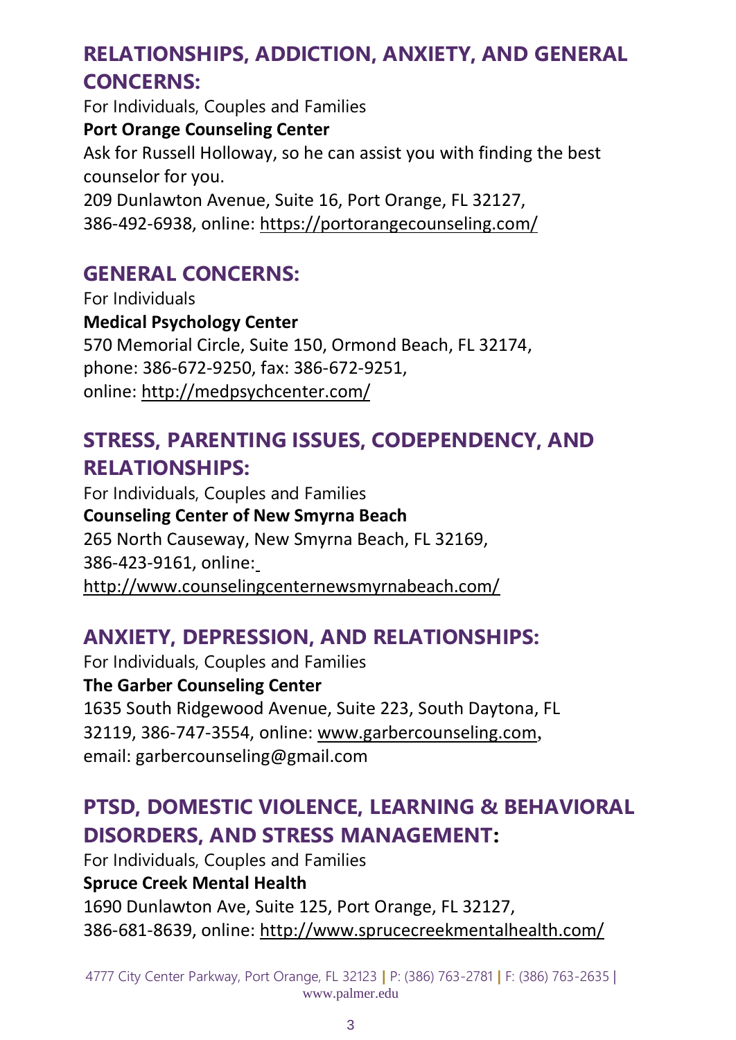## RELATIONSHIPS, ADDICTION, ANXIETY, AND GENERAL CONCERNS:

For Individuals, Couples and Families

**Port Orange Counseling Center**

Ask for Russell Holloway, so he can assist you with finding the best counselor for you.

209 Dunlawton Avenue, Suite 16, Port Orange, FL 32127, 386-492-6938, online: https://portorangecounseling.com/

## GENERAL CONCERNS:

For Individuals

**Medical Psychology Center**

570 Memorial Circle, Suite 150, Ormond Beach, FL 32174, phone: 386-672-9250, fax: 386-672-9251, online: http://medpsychcenter.com/

## STRESS, PARENTING ISSUES, CODEPENDENCY, AND RELATIONSHIPS:

For Individuals, Couples and Families

**Counseling Center of New Smyrna Beach**

265 North Causeway, New Smyrna Beach, FL 32169, 386-423-9161, online: http://www.counselingcenternewsmyrnabeach.com/

## ANXIETY, DEPRESSION, AND RELATIONSHIPS:

For Individuals, Couples and Families

**The Garber Counseling Center**

1635 South Ridgewood Avenue, Suite 223, South Daytona, FL 32119, 386-747-3554, online: www.garbercounseling.com, email: garbercounseling@gmail.com

## PTSD, DOMESTIC VIOLENCE, LEARNING & BEHAVIORAL DISORDERS, AND STRESS MANAGEMENT:

For Individuals, Couples and Families

**Spruce Creek Mental Health**

1690 Dunlawton Ave, Suite 125, Port Orange, FL 32127, 386-681-8639, online: http://www.sprucecreekmentalhealth.com/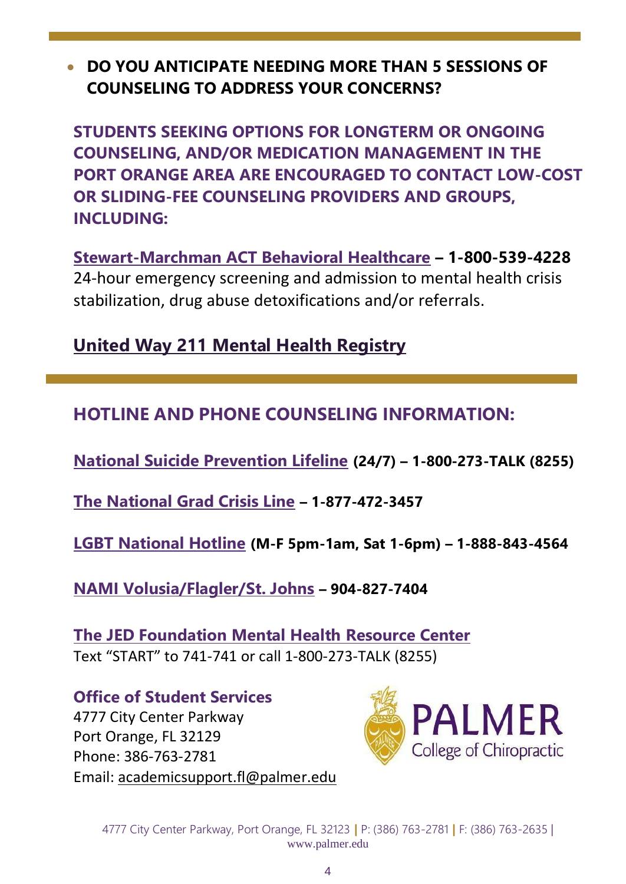- **DO YOU ANTICIPATE NEEDING MORE THAN 5 SESSIONS OF COUNSELING TO ADDRESS YOUR CONCERNS?**

**STUDENTS SEEKING OPTIONS FOR LONGTERM OR ONGOING COUNSELING, AND/OR MEDICATION MANAGEMENT IN THE PORT ORANGE AREA ARE ENCOURAGED TO CONTACT LOW-COST OR SLIDING-FEE COUNSELING PROVIDERS AND GROUPS, INCLUDING:**

**Stewart-Marchman ACT Behavioral Healthcare – 1-800-539-4228**
24-hour emergency screening and admission to mental health crisis stabilization, drug abuse detoxifications and/or referrals.

**United Way 211 Mental Health Registry**

## HOTLINE AND PHONE COUNSELING INFORMATION:

**National Suicide Prevention Lifeline (24/7) – 1-800-273-TALK (8255)**

**The National Grad Crisis Line – 1-877-472-3457**

**LGBT National Hotline (M-F 5pm-1am, Sat 1-6pm) – 1-888-843-4564**

**NAMI Volusia/Flagler/St. Johns – 904-827-7404**

**The JED Foundation Mental Health Resource Center**
Text "START" to 741-741 or call 1-800-273-TALK (8255)

**Office of Student Services**
4777 City Center Parkway
Port Orange, FL 32129
Phone: 386-763-2781
Email: academicsupport.fl@palmer.edu

PALMER College of Chiropractic

4777 City Center Parkway, Port Orange, FL 32123 | P: (386) 763-2781 | F: (386) 763-2635 | www.palmer.edu